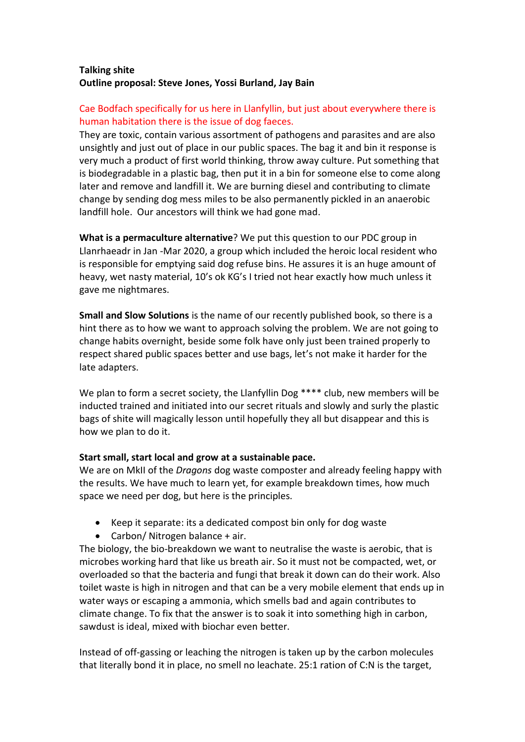**Talking shite**
**Outline proposal: Steve Jones, Yossi Burland, Jay Bain**

Cae Bodfach specifically for us here in Llanfyllin, but just about everywhere there is human habitation there is the issue of dog faeces.

They are toxic, contain various assortment of pathogens and parasites and are also unsightly and just out of place in our public spaces. The bag it and bin it response is very much a product of first world thinking, throw away culture. Put something that is biodegradable in a plastic bag, then put it in a bin for someone else to come along later and remove and landfill it. We are burning diesel and contributing to climate change by sending dog mess miles to be also permanently pickled in an anaerobic landfill hole. Our ancestors will think we had gone mad.

**What is a permaculture alternative**? We put this question to our PDC group in Llanrhaeadr in Jan -Mar 2020, a group which included the heroic local resident who is responsible for emptying said dog refuse bins. He assures it is an huge amount of heavy, wet nasty material, 10's ok KG's I tried not hear exactly how much unless it gave me nightmares.

**Small and Slow Solutions** is the name of our recently published book, so there is a hint there as to how we want to approach solving the problem. We are not going to change habits overnight, beside some folk have only just been trained properly to respect shared public spaces better and use bags, let's not make it harder for the late adapters.

We plan to form a secret society, the Llanfyllin Dog **** club, new members will be inducted trained and initiated into our secret rituals and slowly and surly the plastic bags of shite will magically lesson until hopefully they all but disappear and this is how we plan to do it.

**Start small, start local and grow at a sustainable pace.**

We are on MkII of the *Dragons* dog waste composter and already feeling happy with the results. We have much to learn yet, for example breakdown times, how much space we need per dog, but here is the principles.

- Keep it separate: its a dedicated compost bin only for dog waste
- Carbon/ Nitrogen balance + air.

The biology, the bio-breakdown we want to neutralise the waste is aerobic, that is microbes working hard that like us breath air. So it must not be compacted, wet, or overloaded so that the bacteria and fungi that break it down can do their work. Also toilet waste is high in nitrogen and that can be a very mobile element that ends up in water ways or escaping a ammonia, which smells bad and again contributes to climate change. To fix that the answer is to soak it into something high in carbon, sawdust is ideal, mixed with biochar even better.

Instead of off-gassing or leaching the nitrogen is taken up by the carbon molecules that literally bond it in place, no smell no leachate. 25:1 ration of C:N is the target,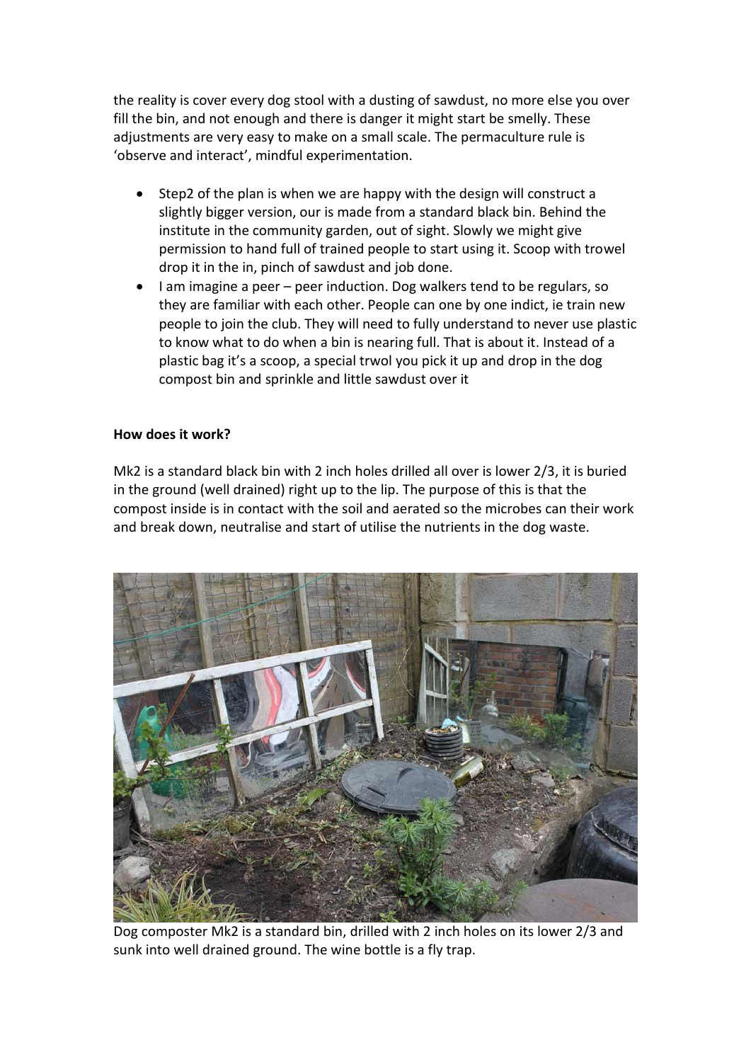the reality is cover every dog stool with a dusting of sawdust, no more else you over fill the bin, and not enough and there is danger it might start be smelly. These adjustments are very easy to make on a small scale. The permaculture rule is 'observe and interact', mindful experimentation.

- Step2 of the plan is when we are happy with the design will construct a slightly bigger version, our is made from a standard black bin. Behind the institute in the community garden, out of sight. Slowly we might give permission to hand full of trained people to start using it. Scoop with trowel drop it in the in, pinch of sawdust and job done.
- I am imagine a peer – peer induction. Dog walkers tend to be regulars, so they are familiar with each other. People can one by one indict, ie train new people to join the club. They will need to fully understand to never use plastic to know what to do when a bin is nearing full. That is about it. Instead of a plastic bag it's a scoop, a special trwol you pick it up and drop in the dog compost bin and sprinkle and little sawdust over it

**How does it work?**

Mk2 is a standard black bin with 2 inch holes drilled all over is lower 2/3, it is buried in the ground (well drained) right up to the lip. The purpose of this is that the compost inside is in contact with the soil and aerated so the microbes can their work and break down, neutralise and start of utilise the nutrients in the dog waste.

Dog composter Mk2 is a standard bin, drilled with 2 inch holes on its lower 2/3 and sunk into well drained ground. The wine bottle is a fly trap.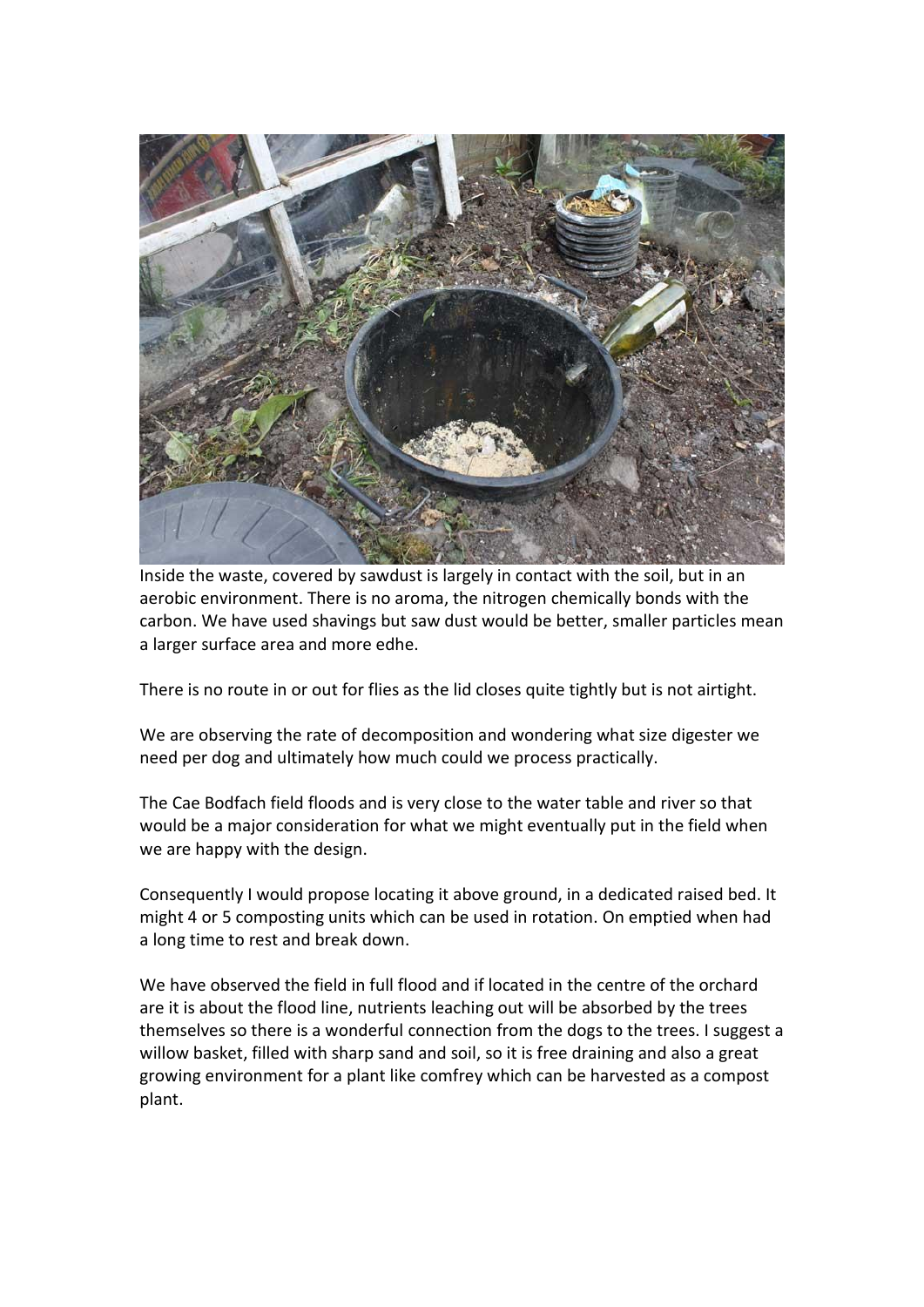Inside the waste, covered by sawdust is largely in contact with the soil, but in an aerobic environment. There is no aroma, the nitrogen chemically bonds with the carbon. We have used shavings but saw dust would be better, smaller particles mean a larger surface area and more edhe.

There is no route in or out for flies as the lid closes quite tightly but is not airtight.

We are observing the rate of decomposition and wondering what size digester we need per dog and ultimately how much could we process practically.

The Cae Bodfach field floods and is very close to the water table and river so that would be a major consideration for what we might eventually put in the field when we are happy with the design.

Consequently I would propose locating it above ground, in a dedicated raised bed. It might 4 or 5 composting units which can be used in rotation. On emptied when had a long time to rest and break down.

We have observed the field in full flood and if located in the centre of the orchard are it is about the flood line, nutrients leaching out will be absorbed by the trees themselves so there is a wonderful connection from the dogs to the trees. I suggest a willow basket, filled with sharp sand and soil, so it is free draining and also a great growing environment for a plant like comfrey which can be harvested as a compost plant.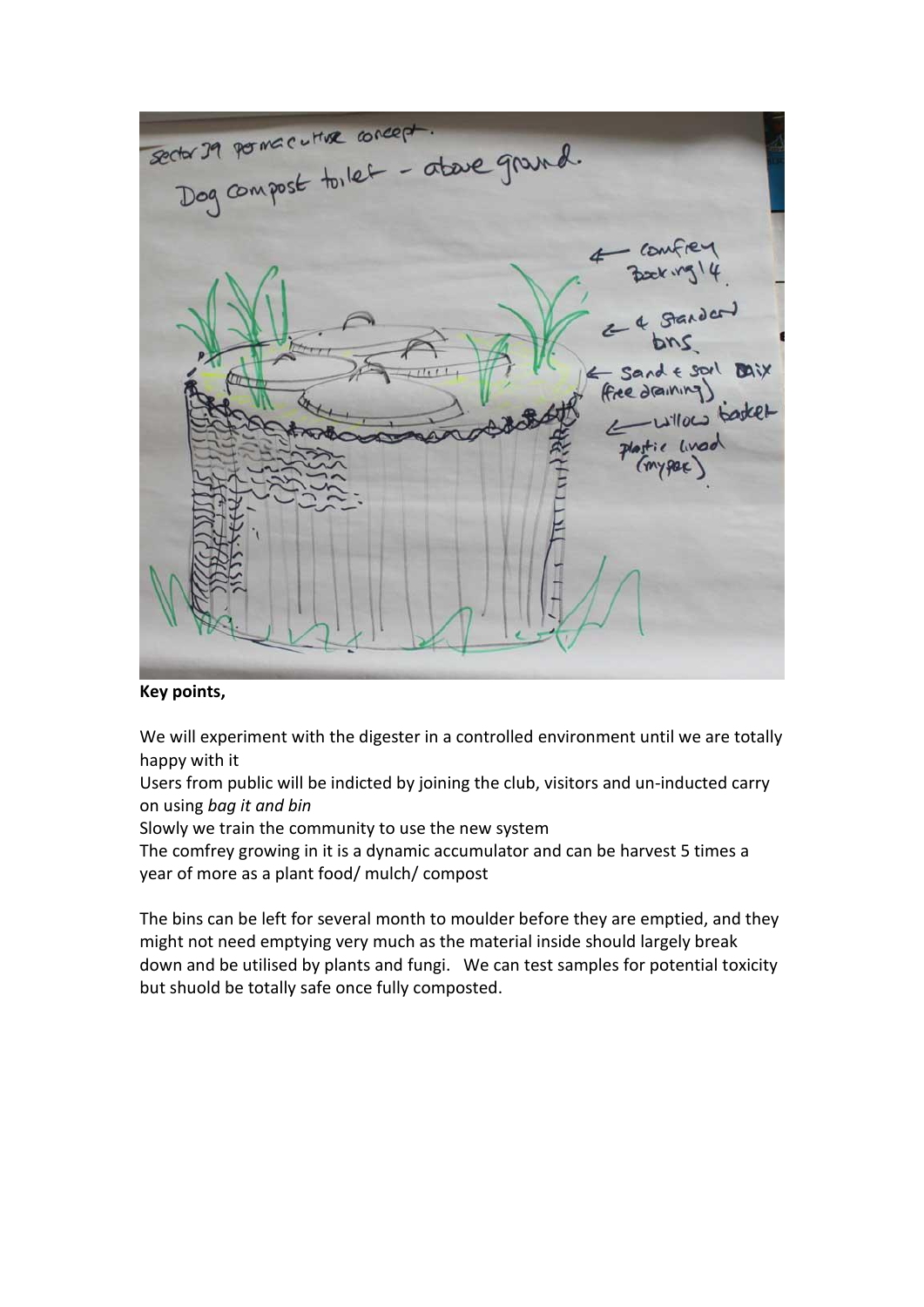**Key points,**

We will experiment with the digester in a controlled environment until we are totally happy with it

Users from public will be indicted by joining the club, visitors and un-inducted carry on using *bag it and bin*

Slowly we train the community to use the new system

The comfrey growing in it is a dynamic accumulator and can be harvest 5 times a year of more as a plant food/ mulch/ compost

The bins can be left for several month to moulder before they are emptied, and they might not need emptying very much as the material inside should largely break down and be utilised by plants and fungi. We can test samples for potential toxicity but shuold be totally safe once fully composted.